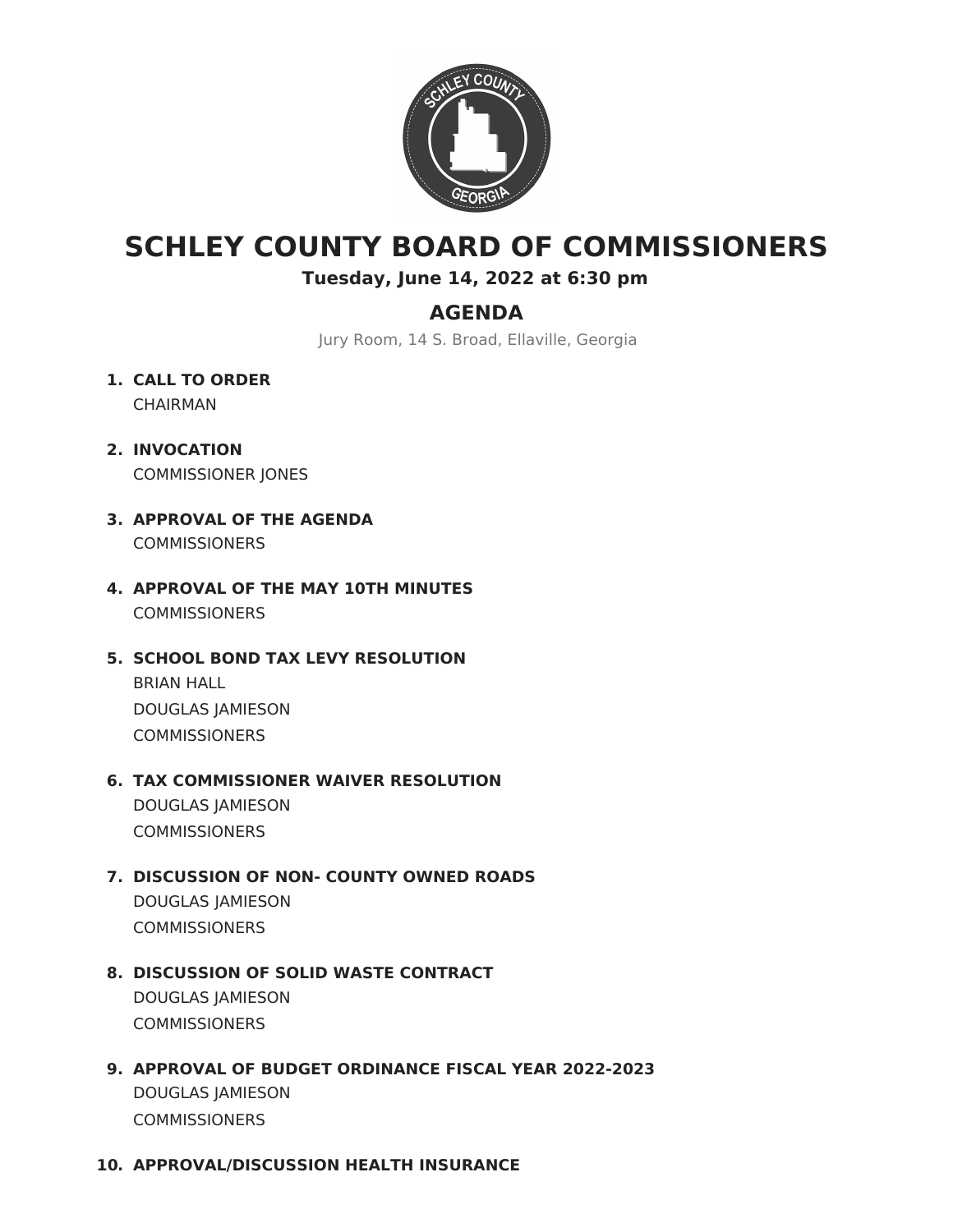# SCHLEY COUNTY BOARD OF COMMISSIONERS

**Tuesday, June 14, 2022 at 6:30 pm**

## AGENDA

Jury Room, 14 S. Broad, Ellaville, Georgia

1. **CALL TO ORDER**
   CHAIRMAN

2. **INVOCATION**
   COMMISSIONER JONES

3. **APPROVAL OF THE AGENDA**
   COMMISSIONERS

4. **APPROVAL OF THE MAY 10TH MINUTES**
   COMMISSIONERS

5. **SCHOOL BOND TAX LEVY RESOLUTION**
   BRIAN HALL
   DOUGLAS JAMIESON
   COMMISSIONERS

6. **TAX COMMISSIONER WAIVER RESOLUTION**
   DOUGLAS JAMIESON
   COMMISSIONERS

7. **DISCUSSION OF NON- COUNTY OWNED ROADS**
   DOUGLAS JAMIESON
   COMMISSIONERS

8. **DISCUSSION OF SOLID WASTE CONTRACT**
   DOUGLAS JAMIESON
   COMMISSIONERS

9. **APPROVAL OF BUDGET ORDINANCE FISCAL YEAR 2022-2023**
   DOUGLAS JAMIESON
   COMMISSIONERS

10. **APPROVAL/DISCUSSION HEALTH INSURANCE**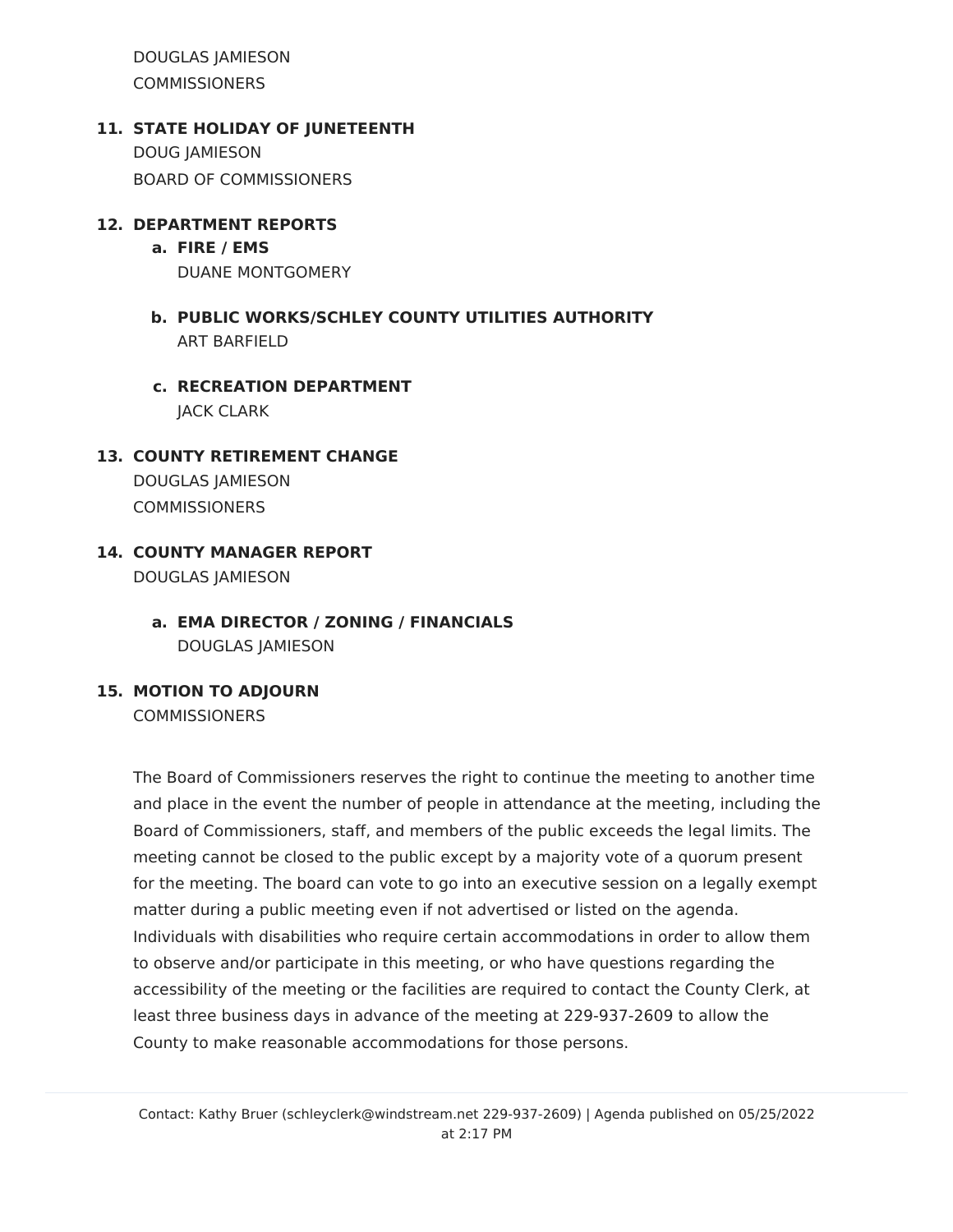DOUGLAS JAMIESON
COMMISSIONERS

11. **STATE HOLIDAY OF JUNETEENTH**
    DOUG JAMIESON
    BOARD OF COMMISSIONERS

12. **DEPARTMENT REPORTS**
    a. **FIRE / EMS**
       DUANE MONTGOMERY

    b. **PUBLIC WORKS/SCHLEY COUNTY UTILITIES AUTHORITY**
       ART BARFIELD

    c. **RECREATION DEPARTMENT**
       JACK CLARK

13. **COUNTY RETIREMENT CHANGE**
    DOUGLAS JAMIESON
    COMMISSIONERS

14. **COUNTY MANAGER REPORT**
    DOUGLAS JAMIESON

    a. **EMA DIRECTOR / ZONING / FINANCIALS**
       DOUGLAS JAMIESON

15. **MOTION TO ADJOURN**
    COMMISSIONERS

The Board of Commissioners reserves the right to continue the meeting to another time and place in the event the number of people in attendance at the meeting, including the Board of Commissioners, staff, and members of the public exceeds the legal limits. The meeting cannot be closed to the public except by a majority vote of a quorum present for the meeting. The board can vote to go into an executive session on a legally exempt matter during a public meeting even if not advertised or listed on the agenda. Individuals with disabilities who require certain accommodations in order to allow them to observe and/or participate in this meeting, or who have questions regarding the accessibility of the meeting or the facilities are required to contact the County Clerk, at least three business days in advance of the meeting at 229-937-2609 to allow the County to make reasonable accommodations for those persons.

Contact: Kathy Bruer (schleyclerk@windstream.net 229-937-2609) | Agenda published on 05/25/2022 at 2:17 PM